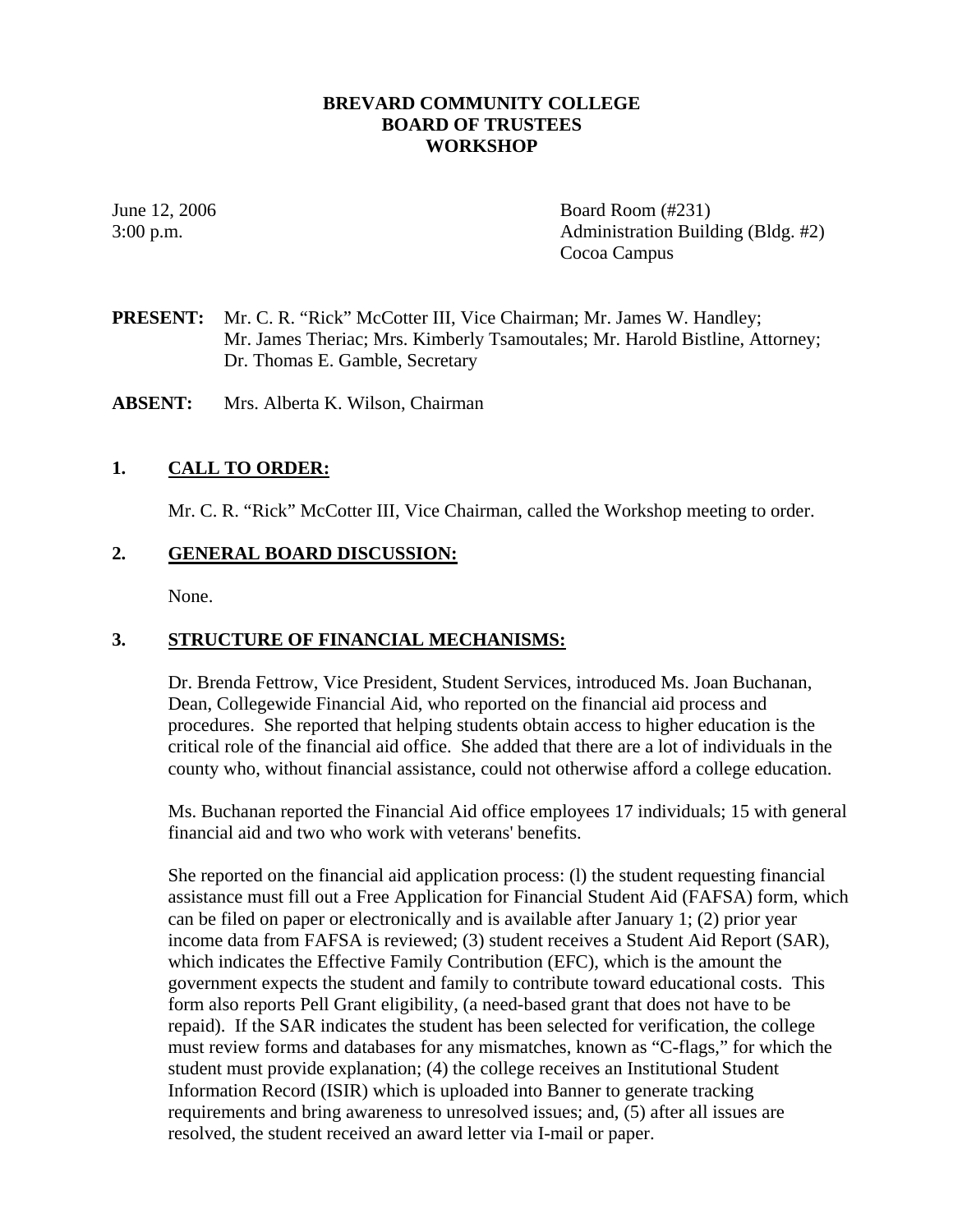**BREVARD COMMUNITY COLLEGE**
**BOARD OF TRUSTEES**
**WORKSHOP**

June 12, 2006
3:00 p.m.

Board Room (#231)
Administration Building (Bldg. #2)
Cocoa Campus

**PRESENT:** Mr. C. R. "Rick" McCotter III, Vice Chairman; Mr. James W. Handley; Mr. James Theriac; Mrs. Kimberly Tsamoutales; Mr. Harold Bistline, Attorney; Dr. Thomas E. Gamble, Secretary

**ABSENT:** Mrs. Alberta K. Wilson, Chairman

## 1. CALL TO ORDER:

Mr. C. R. "Rick" McCotter III, Vice Chairman, called the Workshop meeting to order.

## 2. GENERAL BOARD DISCUSSION:

None.

## 3. STRUCTURE OF FINANCIAL MECHANISMS:

Dr. Brenda Fettrow, Vice President, Student Services, introduced Ms. Joan Buchanan, Dean, Collegewide Financial Aid, who reported on the financial aid process and procedures. She reported that helping students obtain access to higher education is the critical role of the financial aid office. She added that there are a lot of individuals in the county who, without financial assistance, could not otherwise afford a college education.

Ms. Buchanan reported the Financial Aid office employees 17 individuals; 15 with general financial aid and two who work with veterans' benefits.

She reported on the financial aid application process: (l) the student requesting financial assistance must fill out a Free Application for Financial Student Aid (FAFSA) form, which can be filed on paper or electronically and is available after January 1; (2) prior year income data from FAFSA is reviewed; (3) student receives a Student Aid Report (SAR), which indicates the Effective Family Contribution (EFC), which is the amount the government expects the student and family to contribute toward educational costs. This form also reports Pell Grant eligibility, (a need-based grant that does not have to be repaid). If the SAR indicates the student has been selected for verification, the college must review forms and databases for any mismatches, known as "C-flags," for which the student must provide explanation; (4) the college receives an Institutional Student Information Record (ISIR) which is uploaded into Banner to generate tracking requirements and bring awareness to unresolved issues; and, (5) after all issues are resolved, the student received an award letter via I-mail or paper.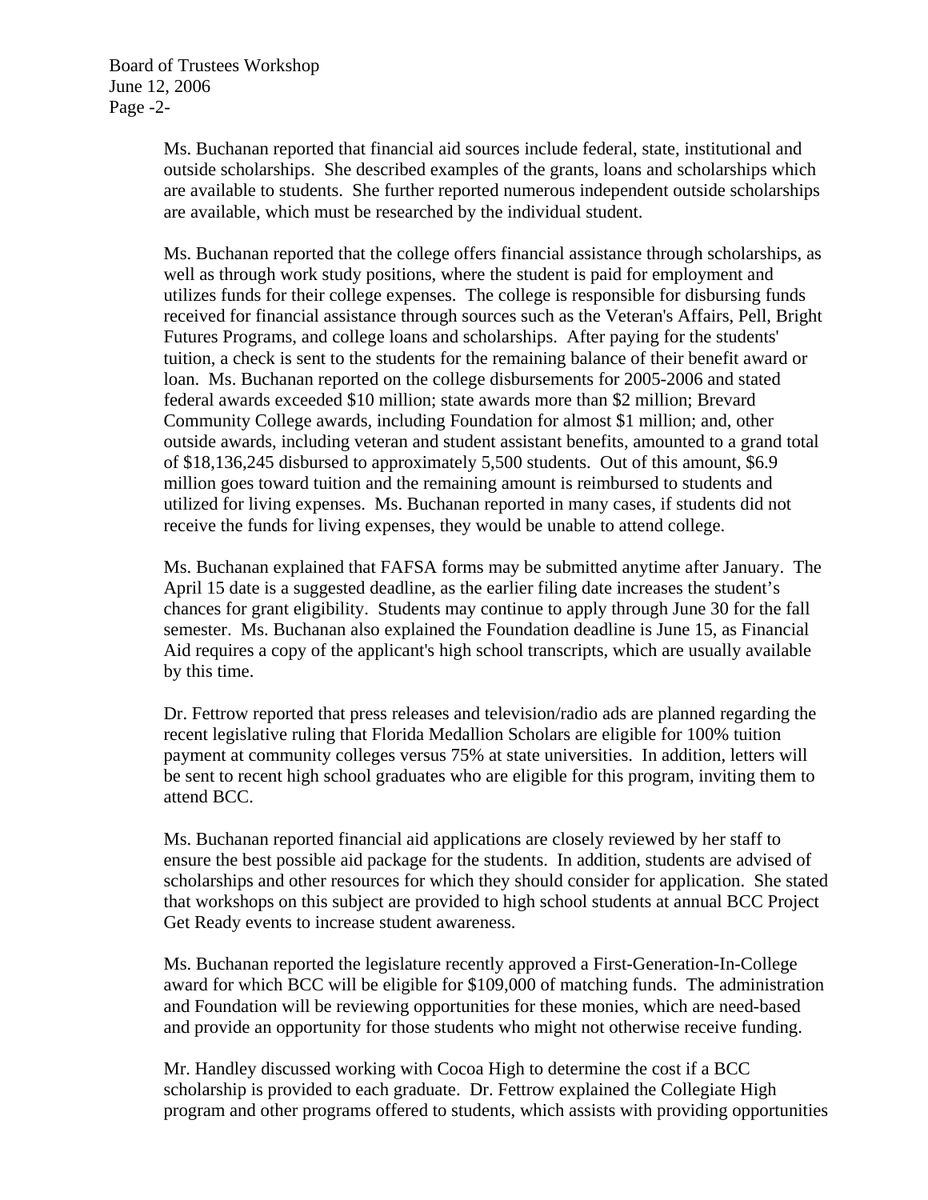Ms. Buchanan reported that financial aid sources include federal, state, institutional and outside scholarships. She described examples of the grants, loans and scholarships which are available to students. She further reported numerous independent outside scholarships are available, which must be researched by the individual student.

Ms. Buchanan reported that the college offers financial assistance through scholarships, as well as through work study positions, where the student is paid for employment and utilizes funds for their college expenses. The college is responsible for disbursing funds received for financial assistance through sources such as the Veteran's Affairs, Pell, Bright Futures Programs, and college loans and scholarships. After paying for the students' tuition, a check is sent to the students for the remaining balance of their benefit award or loan. Ms. Buchanan reported on the college disbursements for 2005-2006 and stated federal awards exceeded $10 million; state awards more than $2 million; Brevard Community College awards, including Foundation for almost $1 million; and, other outside awards, including veteran and student assistant benefits, amounted to a grand total of $18,136,245 disbursed to approximately 5,500 students. Out of this amount, $6.9 million goes toward tuition and the remaining amount is reimbursed to students and utilized for living expenses. Ms. Buchanan reported in many cases, if students did not receive the funds for living expenses, they would be unable to attend college.

Ms. Buchanan explained that FAFSA forms may be submitted anytime after January. The April 15 date is a suggested deadline, as the earlier filing date increases the student's chances for grant eligibility. Students may continue to apply through June 30 for the fall semester. Ms. Buchanan also explained the Foundation deadline is June 15, as Financial Aid requires a copy of the applicant's high school transcripts, which are usually available by this time.

Dr. Fettrow reported that press releases and television/radio ads are planned regarding the recent legislative ruling that Florida Medallion Scholars are eligible for 100% tuition payment at community colleges versus 75% at state universities. In addition, letters will be sent to recent high school graduates who are eligible for this program, inviting them to attend BCC.

Ms. Buchanan reported financial aid applications are closely reviewed by her staff to ensure the best possible aid package for the students. In addition, students are advised of scholarships and other resources for which they should consider for application. She stated that workshops on this subject are provided to high school students at annual BCC Project Get Ready events to increase student awareness.

Ms. Buchanan reported the legislature recently approved a First-Generation-In-College award for which BCC will be eligible for $109,000 of matching funds. The administration and Foundation will be reviewing opportunities for these monies, which are need-based and provide an opportunity for those students who might not otherwise receive funding.

Mr. Handley discussed working with Cocoa High to determine the cost if a BCC scholarship is provided to each graduate. Dr. Fettrow explained the Collegiate High program and other programs offered to students, which assists with providing opportunities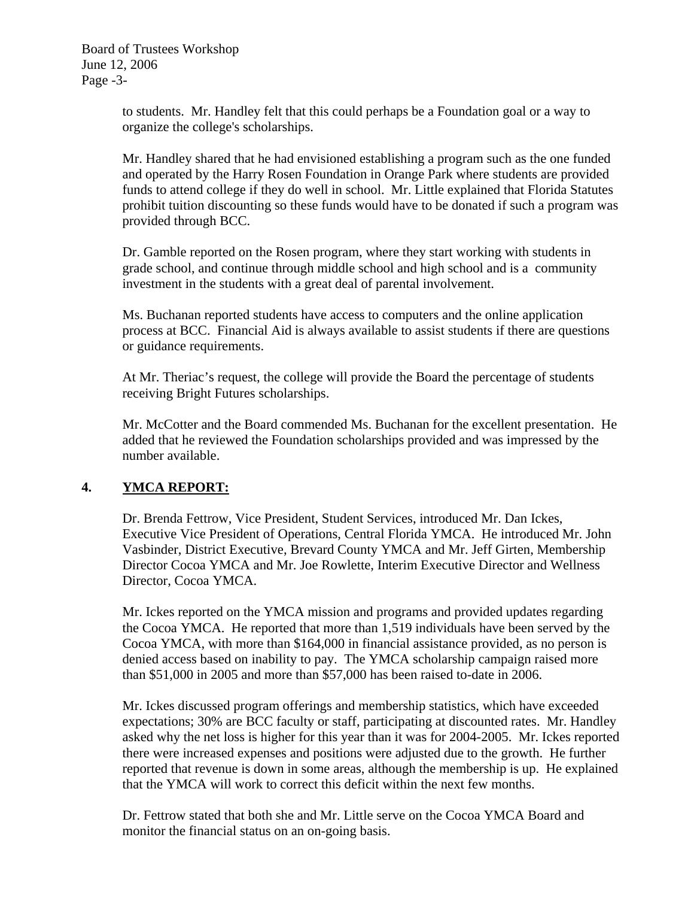to students. Mr. Handley felt that this could perhaps be a Foundation goal or a way to organize the college's scholarships.

Mr. Handley shared that he had envisioned establishing a program such as the one funded and operated by the Harry Rosen Foundation in Orange Park where students are provided funds to attend college if they do well in school. Mr. Little explained that Florida Statutes prohibit tuition discounting so these funds would have to be donated if such a program was provided through BCC.

Dr. Gamble reported on the Rosen program, where they start working with students in grade school, and continue through middle school and high school and is a community investment in the students with a great deal of parental involvement.

Ms. Buchanan reported students have access to computers and the online application process at BCC. Financial Aid is always available to assist students if there are questions or guidance requirements.

At Mr. Theriac's request, the college will provide the Board the percentage of students receiving Bright Futures scholarships.

Mr. McCotter and the Board commended Ms. Buchanan for the excellent presentation. He added that he reviewed the Foundation scholarships provided and was impressed by the number available.

## 4. <u>YMCA REPORT:</u>

Dr. Brenda Fettrow, Vice President, Student Services, introduced Mr. Dan Ickes, Executive Vice President of Operations, Central Florida YMCA. He introduced Mr. John Vasbinder, District Executive, Brevard County YMCA and Mr. Jeff Girten, Membership Director Cocoa YMCA and Mr. Joe Rowlette, Interim Executive Director and Wellness Director, Cocoa YMCA.

Mr. Ickes reported on the YMCA mission and programs and provided updates regarding the Cocoa YMCA. He reported that more than 1,519 individuals have been served by the Cocoa YMCA, with more than $164,000 in financial assistance provided, as no person is denied access based on inability to pay. The YMCA scholarship campaign raised more than $51,000 in 2005 and more than $57,000 has been raised to-date in 2006.

Mr. Ickes discussed program offerings and membership statistics, which have exceeded expectations; 30% are BCC faculty or staff, participating at discounted rates. Mr. Handley asked why the net loss is higher for this year than it was for 2004-2005. Mr. Ickes reported there were increased expenses and positions were adjusted due to the growth. He further reported that revenue is down in some areas, although the membership is up. He explained that the YMCA will work to correct this deficit within the next few months.

Dr. Fettrow stated that both she and Mr. Little serve on the Cocoa YMCA Board and monitor the financial status on an on-going basis.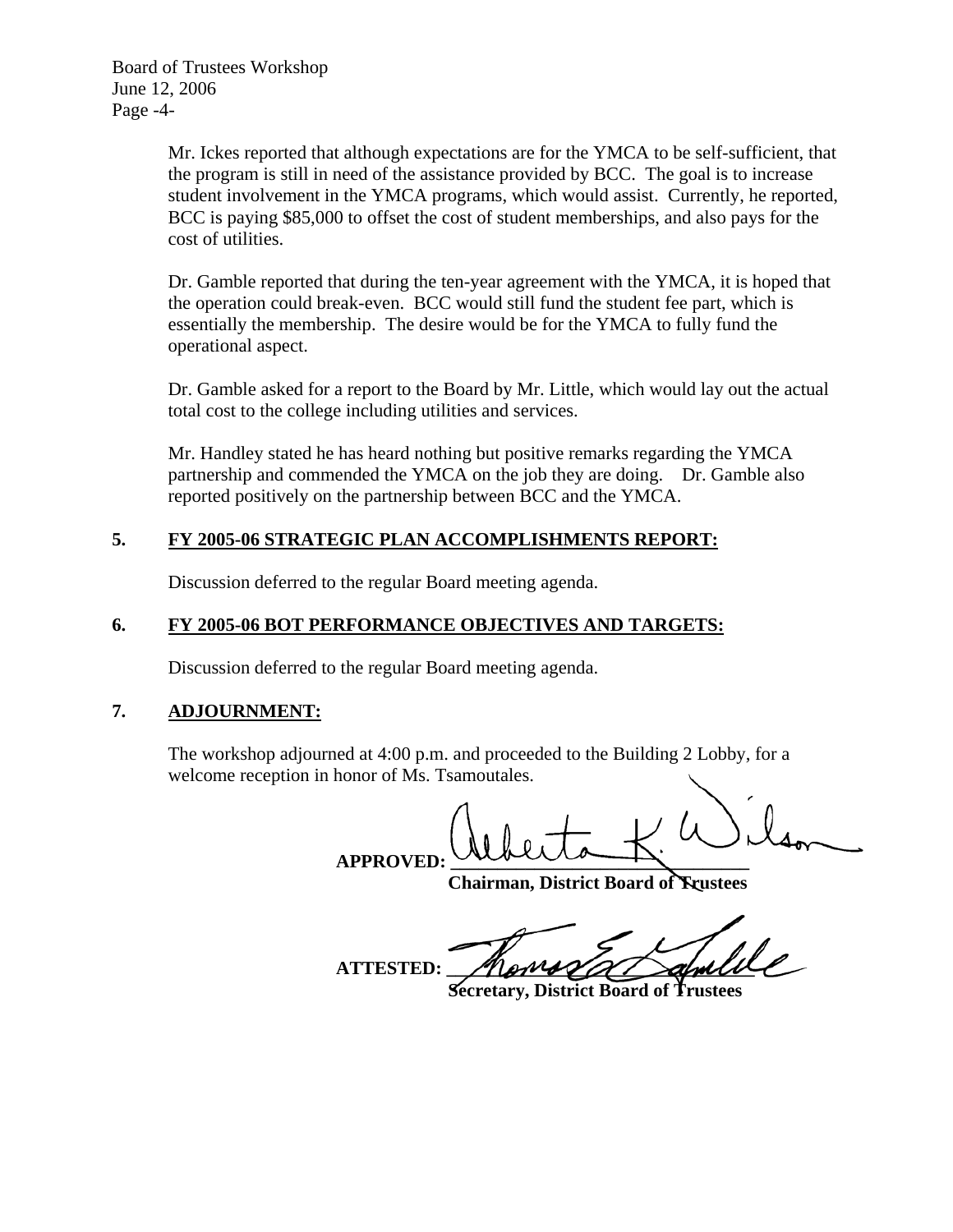Mr. Ickes reported that although expectations are for the YMCA to be self-sufficient, that the program is still in need of the assistance provided by BCC. The goal is to increase student involvement in the YMCA programs, which would assist. Currently, he reported, BCC is paying $85,000 to offset the cost of student memberships, and also pays for the cost of utilities.

Dr. Gamble reported that during the ten-year agreement with the YMCA, it is hoped that the operation could break-even. BCC would still fund the student fee part, which is essentially the membership. The desire would be for the YMCA to fully fund the operational aspect.

Dr. Gamble asked for a report to the Board by Mr. Little, which would lay out the actual total cost to the college including utilities and services.

Mr. Handley stated he has heard nothing but positive remarks regarding the YMCA partnership and commended the YMCA on the job they are doing. Dr. Gamble also reported positively on the partnership between BCC and the YMCA.

## 5. FY 2005-06 STRATEGIC PLAN ACCOMPLISHMENTS REPORT:

Discussion deferred to the regular Board meeting agenda.

## 6. FY 2005-06 BOT PERFORMANCE OBJECTIVES AND TARGETS:

Discussion deferred to the regular Board meeting agenda.

## 7. ADJOURNMENT:

The workshop adjourned at 4:00 p.m. and proceeded to the Building 2 Lobby, for a welcome reception in honor of Ms. Tsamoutales.

**APPROVED:** Alberta K. Wilson
**Chairman, District Board of Trustees**

**ATTESTED:** Thomas E. Gamble
**Secretary, District Board of Trustees**